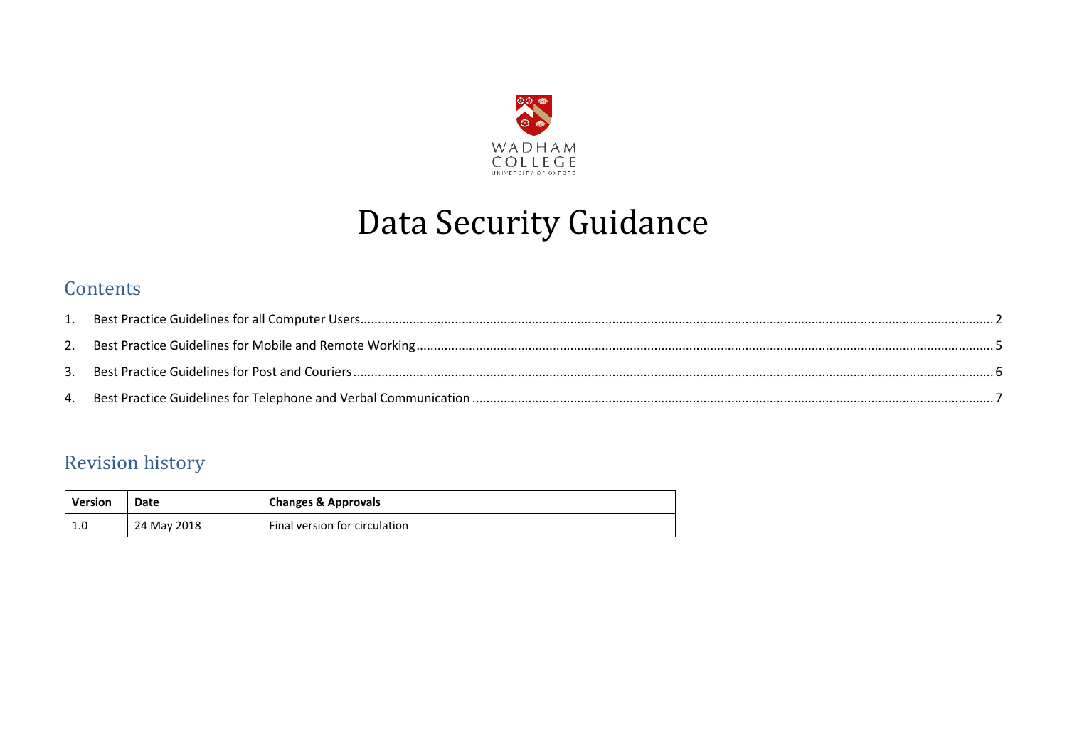WADHAM
COLLEGE
UNIVERSITY OF OXFORD

# Data Security Guidance

## Contents

1. Best Practice Guidelines for all Computer Users ..... 2
2. Best Practice Guidelines for Mobile and Remote Working ..... 5
3. Best Practice Guidelines for Post and Couriers ..... 6
4. Best Practice Guidelines for Telephone and Verbal Communication ..... 7

## Revision history

| Version | Date | Changes & Approvals |
| --- | --- | --- |
| 1.0 | 24 May 2018 | Final version for circulation |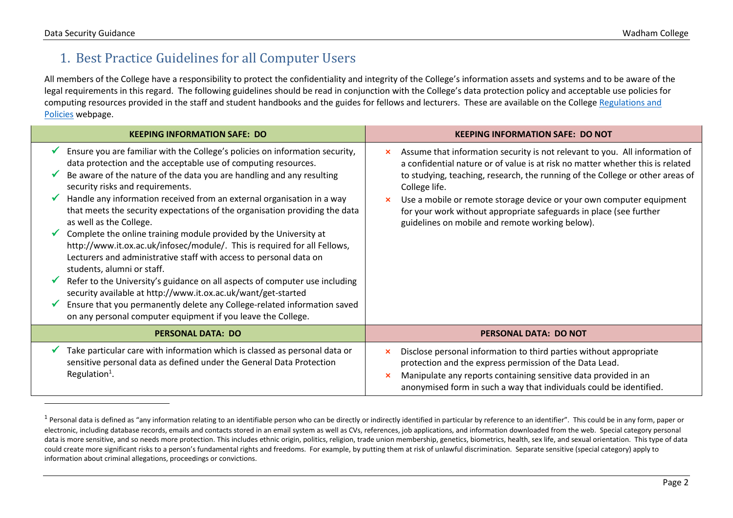## 1. Best Practice Guidelines for all Computer Users

All members of the College have a responsibility to protect the confidentiality and integrity of the College's information assets and systems and to be aware of the legal requirements in this regard. The following guidelines should be read in conjunction with the College's data protection policy and acceptable use policies for computing resources provided in the staff and student handbooks and the guides for fellows and lecturers. These are available on the College [Regulations and Policies](#) webpage.

| KEEPING INFORMATION SAFE: DO | KEEPING INFORMATION SAFE: DO NOT |
|---|---|
| ✓ Ensure you are familiar with the College's policies on information security, data protection and the acceptable use of computing resources.<br>✓ Be aware of the nature of the data you are handling and any resulting security risks and requirements.<br>✓ Handle any information received from an external organisation in a way that meets the security expectations of the organisation providing the data as well as the College.<br>✓ Complete the online training module provided by the University at http://www.it.ox.ac.uk/infosec/module/. This is required for all Fellows, Lecturers and administrative staff with access to personal data on students, alumni or staff.<br>✓ Refer to the University's guidance on all aspects of computer use including security available at http://www.it.ox.ac.uk/want/get-started<br>✓ Ensure that you permanently delete any College-related information saved on any personal computer equipment if you leave the College. | × Assume that information security is not relevant to you. All information of a confidential nature or of value is at risk no matter whether this is related to studying, teaching, research, the running of the College or other areas of College life.<br>× Use a mobile or remote storage device or your own computer equipment for your work without appropriate safeguards in place (see further guidelines on mobile and remote working below). |
| **PERSONAL DATA: DO** | **PERSONAL DATA: DO NOT** |
| ✓ Take particular care with information which is classed as personal data or sensitive personal data as defined under the General Data Protection Regulation[1]. | × Disclose personal information to third parties without appropriate protection and the express permission of the Data Lead.<br>× Manipulate any reports containing sensitive data provided in an anonymised form in such a way that individuals could be identified. |

[1] Personal data is defined as "any information relating to an identifiable person who can be directly or indirectly identified in particular by reference to an identifier". This could be in any form, paper or electronic, including database records, emails and contacts stored in an email system as well as CVs, references, job applications, and information downloaded from the web. Special category personal data is more sensitive, and so needs more protection. This includes ethnic origin, politics, religion, trade union membership, genetics, biometrics, health, sex life, and sexual orientation. This type of data could create more significant risks to a person's fundamental rights and freedoms. For example, by putting them at risk of unlawful discrimination. Separate sensitive (special category) apply to information about criminal allegations, proceedings or convictions.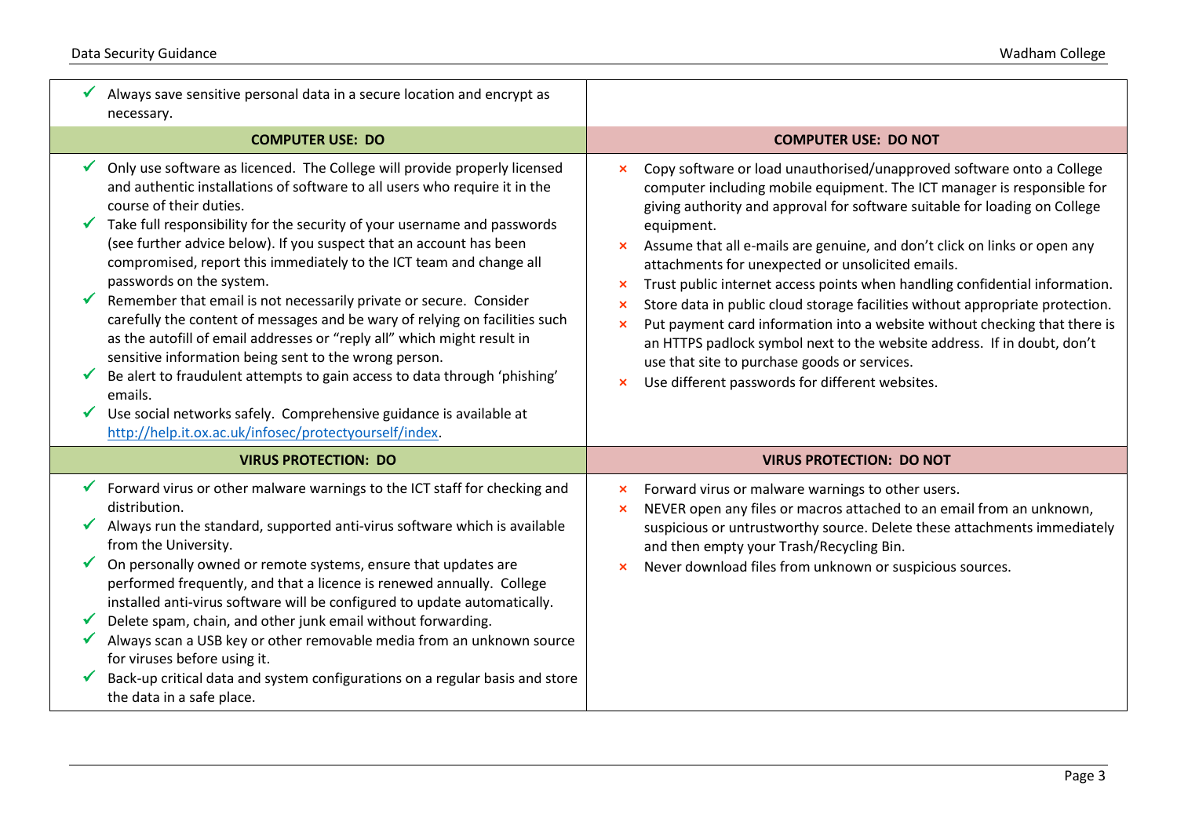| | |
|---|---|
| ✓ Always save sensitive personal data in a secure location and encrypt as necessary. | |
| **COMPUTER USE: DO** | **COMPUTER USE: DO NOT** |
| ✓ Only use software as licenced. The College will provide properly licensed and authentic installations of software to all users who require it in the course of their duties.<br>✓ Take full responsibility for the security of your username and passwords (see further advice below). If you suspect that an account has been compromised, report this immediately to the ICT team and change all passwords on the system.<br>✓ Remember that email is not necessarily private or secure. Consider carefully the content of messages and be wary of relying on facilities such as the autofill of email addresses or "reply all" which might result in sensitive information being sent to the wrong person.<br>✓ Be alert to fraudulent attempts to gain access to data through 'phishing' emails.<br>✓ Use social networks safely. Comprehensive guidance is available at http://help.it.ox.ac.uk/infosec/protectyourself/index. | × Copy software or load unauthorised/unapproved software onto a College computer including mobile equipment. The ICT manager is responsible for giving authority and approval for software suitable for loading on College equipment.<br>× Assume that all e-mails are genuine, and don't click on links or open any attachments for unexpected or unsolicited emails.<br>× Trust public internet access points when handling confidential information.<br>× Store data in public cloud storage facilities without appropriate protection.<br>× Put payment card information into a website without checking that there is an HTTPS padlock symbol next to the website address. If in doubt, don't use that site to purchase goods or services.<br>× Use different passwords for different websites. |
| **VIRUS PROTECTION: DO** | **VIRUS PROTECTION: DO NOT** |
| ✓ Forward virus or other malware warnings to the ICT staff for checking and distribution.<br>✓ Always run the standard, supported anti-virus software which is available from the University.<br>✓ On personally owned or remote systems, ensure that updates are performed frequently, and that a licence is renewed annually. College installed anti-virus software will be configured to update automatically.<br>✓ Delete spam, chain, and other junk email without forwarding.<br>✓ Always scan a USB key or other removable media from an unknown source for viruses before using it.<br>✓ Back-up critical data and system configurations on a regular basis and store the data in a safe place. | × Forward virus or malware warnings to other users.<br>× NEVER open any files or macros attached to an email from an unknown, suspicious or untrustworthy source. Delete these attachments immediately and then empty your Trash/Recycling Bin.<br>× Never download files from unknown or suspicious sources. |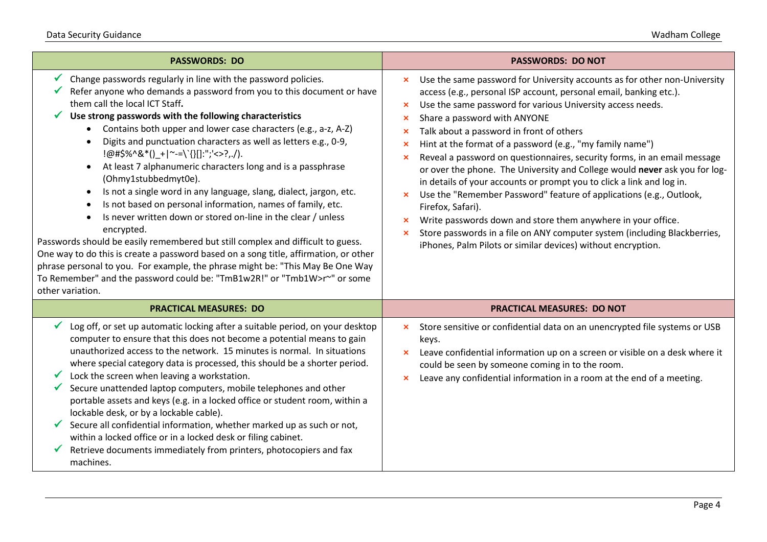| PASSWORDS: DO | PASSWORDS: DO NOT |
|---|---|
| ✓ Change passwords regularly in line with the password policies.<br>✓ Refer anyone who demands a password from you to this document or have them call the local ICT Staff.<br>✓ **Use strong passwords with the following characteristics**<br>• Contains both upper and lower case characters (e.g., a-z, A-Z)<br>• Digits and punctuation characters as well as letters e.g., 0-9, !@#$%^&*()_+\|~-=\`{}[]:";'<>?,./).<br>• At least 7 alphanumeric characters long and is a passphrase (Ohmy1stubbedmyt0e).<br>• Is not a single word in any language, slang, dialect, jargon, etc.<br>• Is not based on personal information, names of family, etc.<br>• Is never written down or stored on-line in the clear / unless encrypted.<br>Passwords should be easily remembered but still complex and difficult to guess. One way to do this is create a password based on a song title, affirmation, or other phrase personal to you. For example, the phrase might be: "This May Be One Way To Remember" and the password could be: "TmB1w2R!" or "Tmb1W>r~" or some other variation. | × Use the same password for University accounts as for other non-University access (e.g., personal ISP account, personal email, banking etc.).<br>× Use the same password for various University access needs.<br>× Share a password with ANYONE<br>× Talk about a password in front of others<br>× Hint at the format of a password (e.g., "my family name")<br>× Reveal a password on questionnaires, security forms, in an email message or over the phone. The University and College would **never** ask you for log-in details of your accounts or prompt you to click a link and log in.<br>× Use the "Remember Password" feature of applications (e.g., Outlook, Firefox, Safari).<br>× Write passwords down and store them anywhere in your office.<br>× Store passwords in a file on ANY computer system (including Blackberries, iPhones, Palm Pilots or similar devices) without encryption. |
| **PRACTICAL MEASURES: DO** | **PRACTICAL MEASURES: DO NOT** |
| ✓ Log off, or set up automatic locking after a suitable period, on your desktop computer to ensure that this does not become a potential means to gain unauthorized access to the network. 15 minutes is normal. In situations where special category data is processed, this should be a shorter period.<br>✓ Lock the screen when leaving a workstation.<br>✓ Secure unattended laptop computers, mobile telephones and other portable assets and keys (e.g. in a locked office or student room, within a lockable desk, or by a lockable cable).<br>✓ Secure all confidential information, whether marked up as such or not, within a locked office or in a locked desk or filing cabinet.<br>✓ Retrieve documents immediately from printers, photocopiers and fax machines. | × Store sensitive or confidential data on an unencrypted file systems or USB keys.<br>× Leave confidential information up on a screen or visible on a desk where it could be seen by someone coming in to the room.<br>× Leave any confidential information in a room at the end of a meeting. |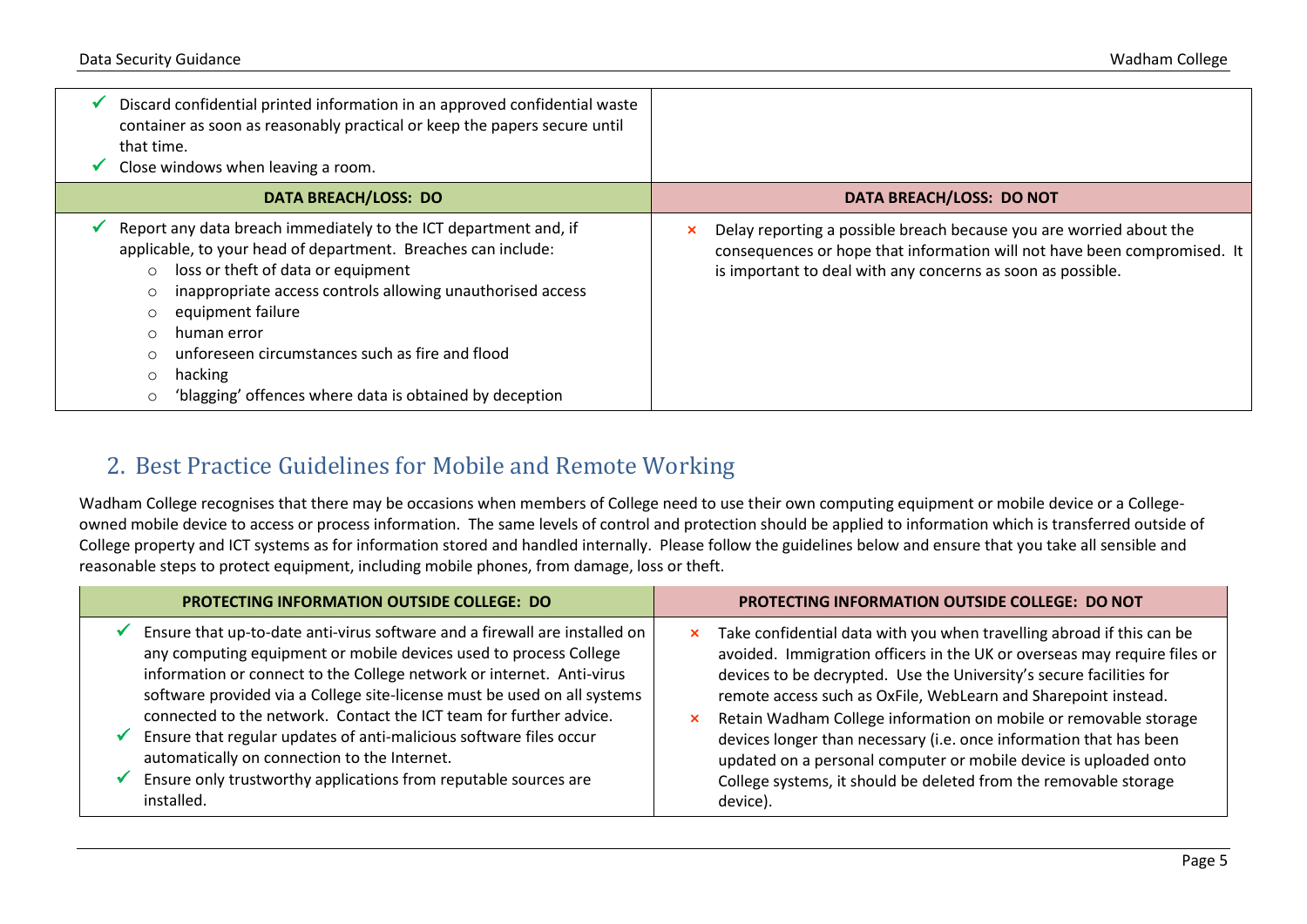| | |
|---|---|
| ✓ Discard confidential printed information in an approved confidential waste container as soon as reasonably practical or keep the papers secure until that time.<br>✓ Close windows when leaving a room. | |

| DATA BREACH/LOSS: DO | DATA BREACH/LOSS: DO NOT |
|---|---|
| ✓ Report any data breach immediately to the ICT department and, if applicable, to your head of department. Breaches can include:<br>○ loss or theft of data or equipment<br>○ inappropriate access controls allowing unauthorised access<br>○ equipment failure<br>○ human error<br>○ unforeseen circumstances such as fire and flood<br>○ hacking<br>○ 'blagging' offences where data is obtained by deception | × Delay reporting a possible breach because you are worried about the consequences or hope that information will not have been compromised. It is important to deal with any concerns as soon as possible. |

## 2. Best Practice Guidelines for Mobile and Remote Working

Wadham College recognises that there may be occasions when members of College need to use their own computing equipment or mobile device or a College-owned mobile device to access or process information. The same levels of control and protection should be applied to information which is transferred outside of College property and ICT systems as for information stored and handled internally. Please follow the guidelines below and ensure that you take all sensible and reasonable steps to protect equipment, including mobile phones, from damage, loss or theft.

| PROTECTING INFORMATION OUTSIDE COLLEGE: DO | PROTECTING INFORMATION OUTSIDE COLLEGE: DO NOT |
|---|---|
| ✓ Ensure that up-to-date anti-virus software and a firewall are installed on any computing equipment or mobile devices used to process College information or connect to the College network or internet. Anti-virus software provided via a College site-license must be used on all systems connected to the network. Contact the ICT team for further advice.<br>✓ Ensure that regular updates of anti-malicious software files occur automatically on connection to the Internet.<br>✓ Ensure only trustworthy applications from reputable sources are installed. | × Take confidential data with you when travelling abroad if this can be avoided. Immigration officers in the UK or overseas may require files or devices to be decrypted. Use the University's secure facilities for remote access such as OxFile, WebLearn and Sharepoint instead.<br>× Retain Wadham College information on mobile or removable storage devices longer than necessary (i.e. once information that has been updated on a personal computer or mobile device is uploaded onto College systems, it should be deleted from the removable storage device). |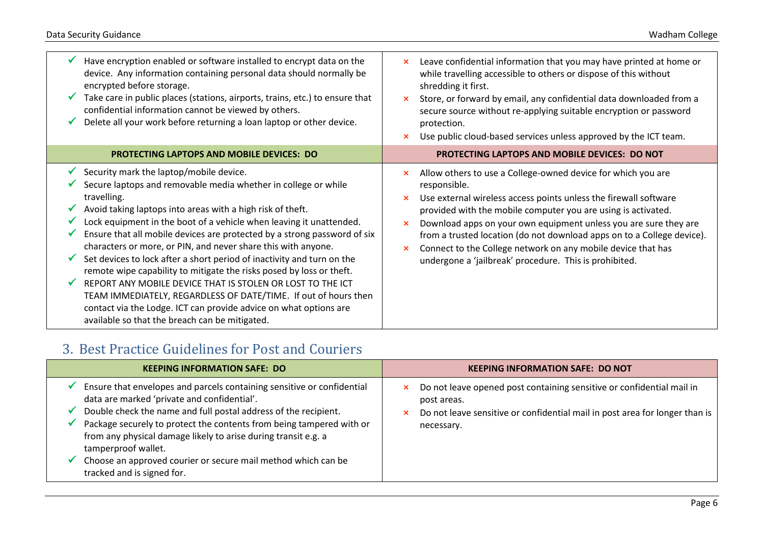| | |
|---|---|
| ✓ Have encryption enabled or software installed to encrypt data on the device. Any information containing personal data should normally be encrypted before storage.<br>✓ Take care in public places (stations, airports, trains, etc.) to ensure that confidential information cannot be viewed by others.<br>✓ Delete all your work before returning a loan laptop or other device. | × Leave confidential information that you may have printed at home or while travelling accessible to others or dispose of this without shredding it first.<br>× Store, or forward by email, any confidential data downloaded from a secure source without re-applying suitable encryption or password protection.<br>× Use public cloud-based services unless approved by the ICT team. |
| **PROTECTING LAPTOPS AND MOBILE DEVICES: DO** | **PROTECTING LAPTOPS AND MOBILE DEVICES: DO NOT** |
| ✓ Security mark the laptop/mobile device.<br>✓ Secure laptops and removable media whether in college or while travelling.<br>✓ Avoid taking laptops into areas with a high risk of theft.<br>✓ Lock equipment in the boot of a vehicle when leaving it unattended.<br>✓ Ensure that all mobile devices are protected by a strong password of six characters or more, or PIN, and never share this with anyone.<br>✓ Set devices to lock after a short period of inactivity and turn on the remote wipe capability to mitigate the risks posed by loss or theft.<br>✓ REPORT ANY MOBILE DEVICE THAT IS STOLEN OR LOST TO THE ICT TEAM IMMEDIATELY, REGARDLESS OF DATE/TIME. If out of hours then contact via the Lodge. ICT can provide advice on what options are available so that the breach can be mitigated. | × Allow others to use a College-owned device for which you are responsible.<br>× Use external wireless access points unless the firewall software provided with the mobile computer you are using is activated.<br>× Download apps on your own equipment unless you are sure they are from a trusted location (do not download apps on to a College device).<br>× Connect to the College network on any mobile device that has undergone a 'jailbreak' procedure. This is prohibited. |

## 3. Best Practice Guidelines for Post and Couriers

| **KEEPING INFORMATION SAFE: DO** | **KEEPING INFORMATION SAFE: DO NOT** |
|---|---|
| ✓ Ensure that envelopes and parcels containing sensitive or confidential data are marked 'private and confidential'.<br>✓ Double check the name and full postal address of the recipient.<br>✓ Package securely to protect the contents from being tampered with or from any physical damage likely to arise during transit e.g. a tamperproof wallet.<br>✓ Choose an approved courier or secure mail method which can be tracked and is signed for. | × Do not leave opened post containing sensitive or confidential mail in post areas.<br>× Do not leave sensitive or confidential mail in post area for longer than is necessary. |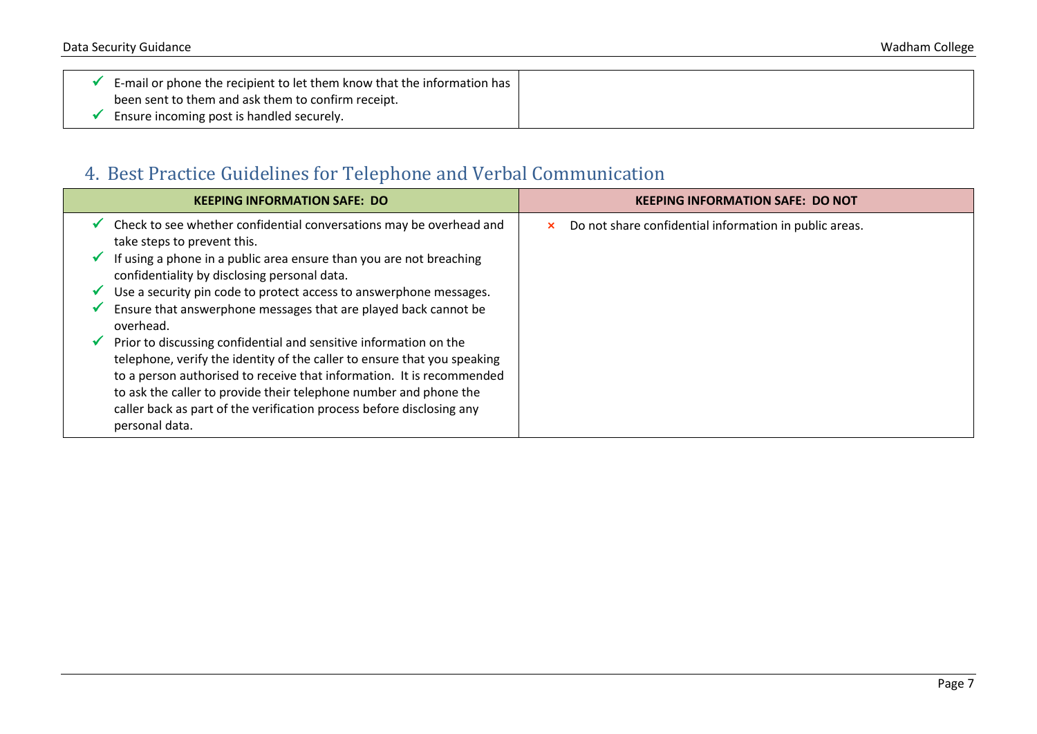| | |
|---|---|
| ✓ E-mail or phone the recipient to let them know that the information has been sent to them and ask them to confirm receipt.<br>✓ Ensure incoming post is handled securely. | |

## 4. Best Practice Guidelines for Telephone and Verbal Communication

| KEEPING INFORMATION SAFE: DO | KEEPING INFORMATION SAFE: DO NOT |
|---|---|
| ✓ Check to see whether confidential conversations may be overhead and take steps to prevent this.<br>✓ If using a phone in a public area ensure than you are not breaching confidentiality by disclosing personal data.<br>✓ Use a security pin code to protect access to answerphone messages.<br>✓ Ensure that answerphone messages that are played back cannot be overhead.<br>✓ Prior to discussing confidential and sensitive information on the telephone, verify the identity of the caller to ensure that you speaking to a person authorised to receive that information. It is recommended to ask the caller to provide their telephone number and phone the caller back as part of the verification process before disclosing any personal data. | × Do not share confidential information in public areas. |